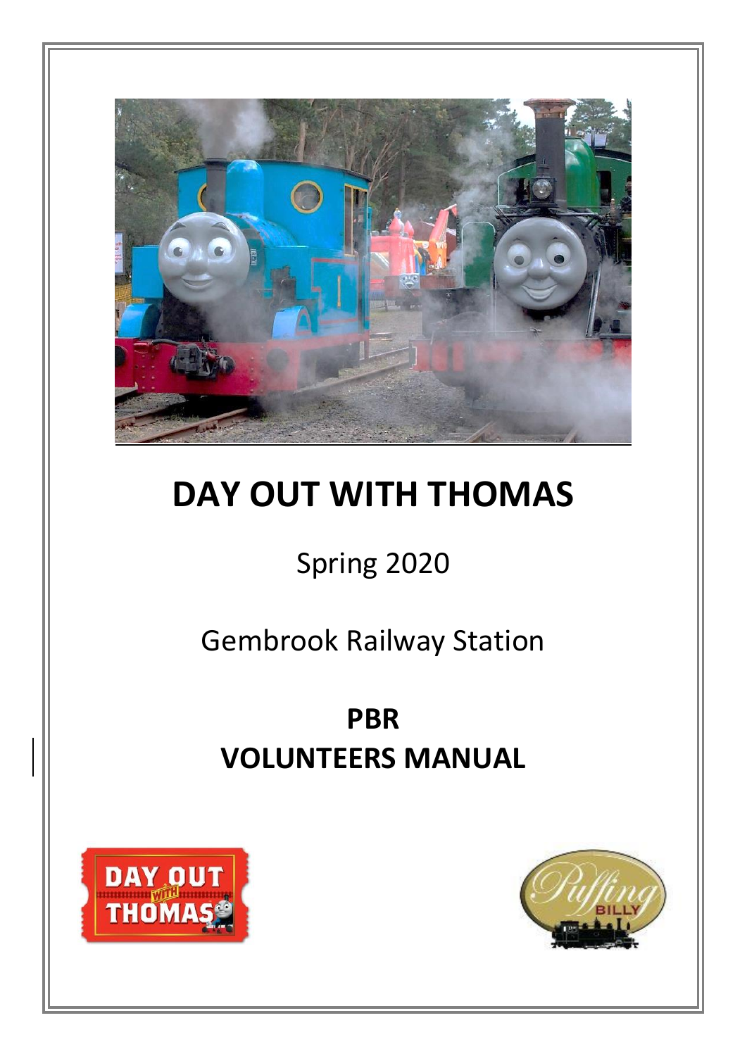# DAY OUT WITH THOMAS

Spring 2020

Gembrook Railway Station

**PBR**
**VOLUNTEERS MANUAL**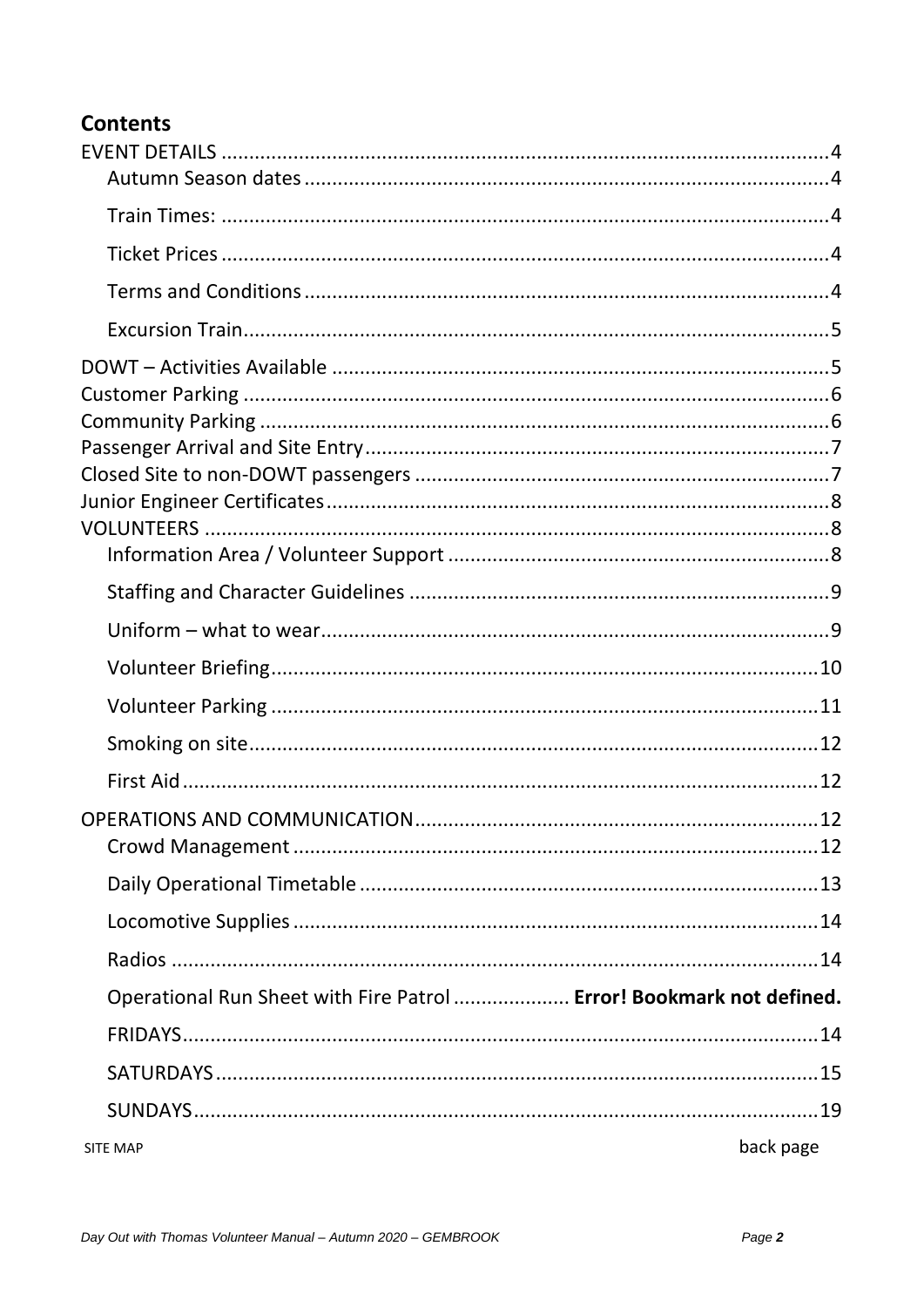## Contents

EVENT DETAILS ............................................................ 4

- Autumn Season dates ............................................................ 4
- Train Times: ............................................................ 4
- Ticket Prices ............................................................ 4
- Terms and Conditions ............................................................ 4
- Excursion Train ............................................................ 5

DOWT – Activities Available ............................................................ 5

Customer Parking ............................................................ 6

Community Parking ............................................................ 6

Passenger Arrival and Site Entry ............................................................ 7

Closed Site to non-DOWT passengers ............................................................ 7

Junior Engineer Certificates ............................................................ 8

VOLUNTEERS ............................................................ 8

- Information Area / Volunteer Support ............................................................ 8
- Staffing and Character Guidelines ............................................................ 9
- Uniform – what to wear ............................................................ 9
- Volunteer Briefing ............................................................ 10
- Volunteer Parking ............................................................ 11
- Smoking on site ............................................................ 12
- First Aid ............................................................ 12

OPERATIONS AND COMMUNICATION ............................................................ 12

- Crowd Management ............................................................ 12
- Daily Operational Timetable ............................................................ 13
- Locomotive Supplies ............................................................ 14
- Radios ............................................................ 14
- Operational Run Sheet with Fire Patrol .................... **Error! Bookmark not defined.**
- FRIDAYS ............................................................ 14
- SATURDAYS ............................................................ 15
- SUNDAYS ............................................................ 19

SITE MAP back page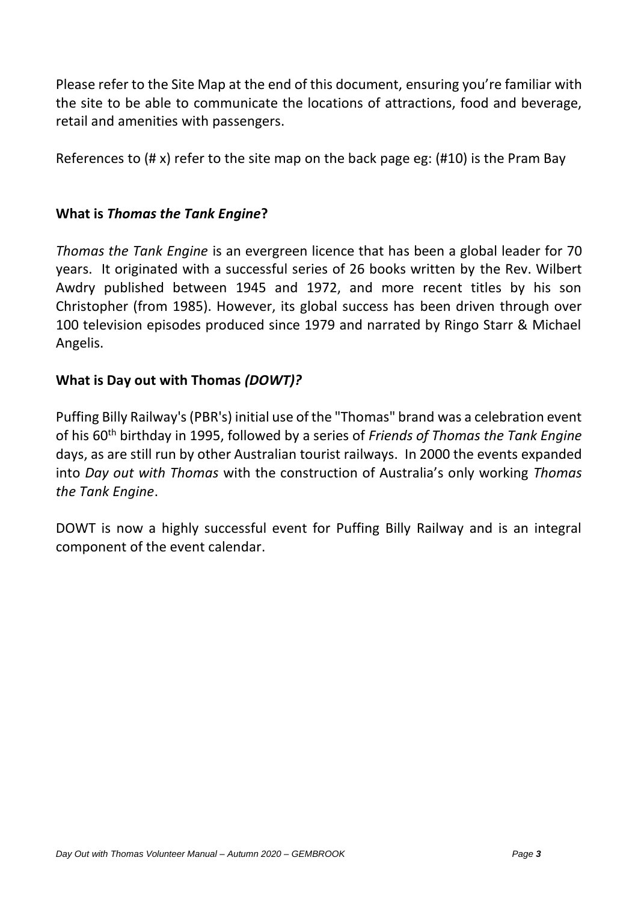Please refer to the Site Map at the end of this document, ensuring you're familiar with the site to be able to communicate the locations of attractions, food and beverage, retail and amenities with passengers.

References to (# x) refer to the site map on the back page eg: (#10) is the Pram Bay

## What is *Thomas the Tank Engine*?

*Thomas the Tank Engine* is an evergreen licence that has been a global leader for 70 years. It originated with a successful series of 26 books written by the Rev. Wilbert Awdry published between 1945 and 1972, and more recent titles by his son Christopher (from 1985). However, its global success has been driven through over 100 television episodes produced since 1979 and narrated by Ringo Starr & Michael Angelis.

## What is Day out with Thomas *(DOWT)?*

Puffing Billy Railway's (PBR's) initial use of the "Thomas" brand was a celebration event of his 60th birthday in 1995, followed by a series of *Friends of Thomas the Tank Engine* days, as are still run by other Australian tourist railways. In 2000 the events expanded into *Day out with Thomas* with the construction of Australia's only working *Thomas the Tank Engine*.

DOWT is now a highly successful event for Puffing Billy Railway and is an integral component of the event calendar.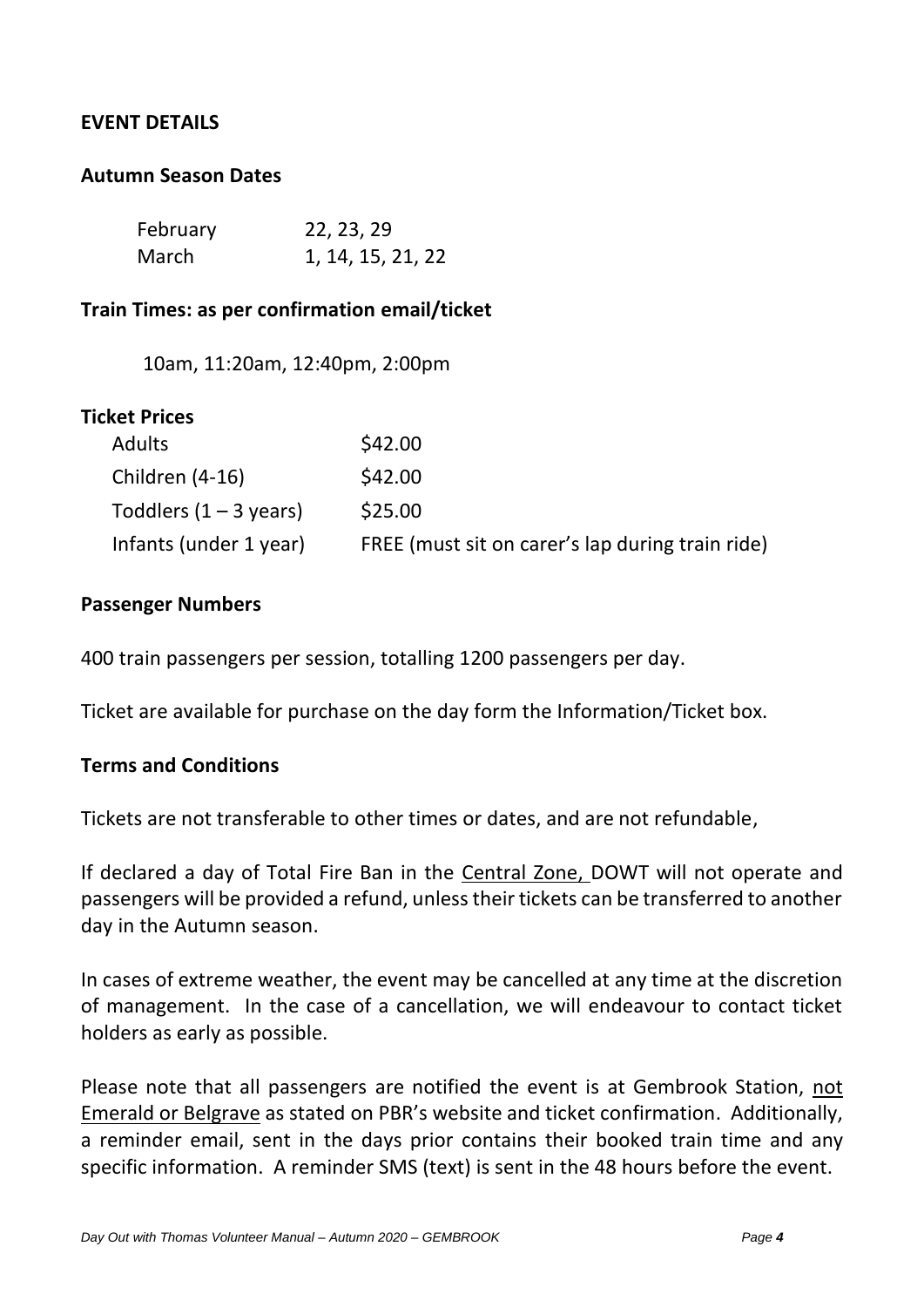## EVENT DETAILS

### Autumn Season Dates

| | |
|---|---|
| February | 22, 23, 29 |
| March | 1, 14, 15, 21, 22 |

### Train Times: as per confirmation email/ticket

10am, 11:20am, 12:40pm, 2:00pm

### Ticket Prices

| | |
|---|---|
| Adults | $42.00 |
| Children (4-16) | $42.00 |
| Toddlers (1 – 3 years) | $25.00 |
| Infants (under 1 year) | FREE (must sit on carer's lap during train ride) |

### Passenger Numbers

400 train passengers per session, totalling 1200 passengers per day.

Ticket are available for purchase on the day form the Information/Ticket box.

### Terms and Conditions

Tickets are not transferable to other times or dates, and are not refundable,

If declared a day of Total Fire Ban in the Central Zone, DOWT will not operate and passengers will be provided a refund, unless their tickets can be transferred to another day in the Autumn season.

In cases of extreme weather, the event may be cancelled at any time at the discretion of management. In the case of a cancellation, we will endeavour to contact ticket holders as early as possible.

Please note that all passengers are notified the event is at Gembrook Station, not Emerald or Belgrave as stated on PBR's website and ticket confirmation. Additionally, a reminder email, sent in the days prior contains their booked train time and any specific information. A reminder SMS (text) is sent in the 48 hours before the event.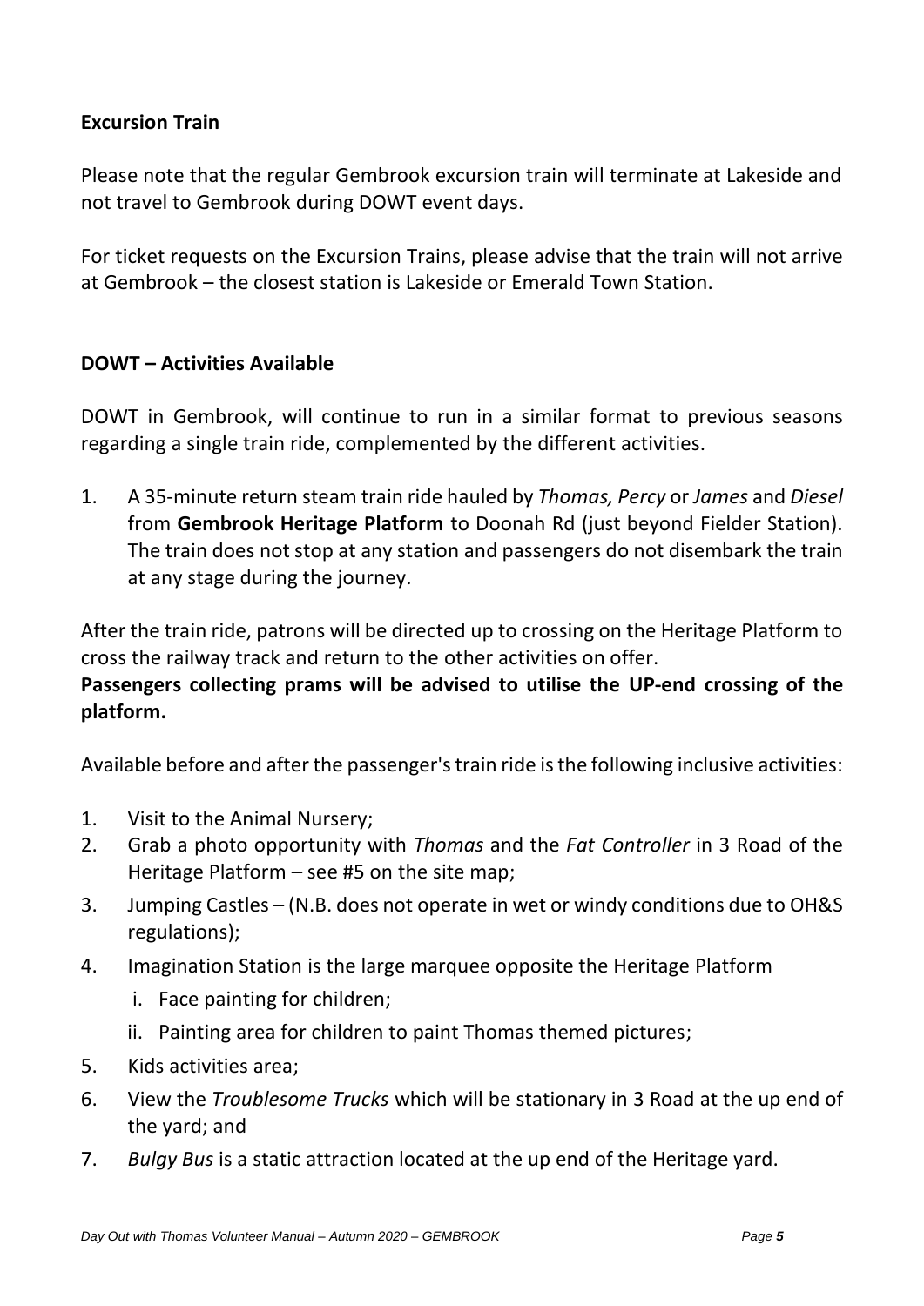## Excursion Train

Please note that the regular Gembrook excursion train will terminate at Lakeside and not travel to Gembrook during DOWT event days.

For ticket requests on the Excursion Trains, please advise that the train will not arrive at Gembrook – the closest station is Lakeside or Emerald Town Station.

## DOWT – Activities Available

DOWT in Gembrook, will continue to run in a similar format to previous seasons regarding a single train ride, complemented by the different activities.

1. A 35-minute return steam train ride hauled by *Thomas, Percy* or *James* and *Diesel* from **Gembrook Heritage Platform** to Doonah Rd (just beyond Fielder Station). The train does not stop at any station and passengers do not disembark the train at any stage during the journey.

After the train ride, patrons will be directed up to crossing on the Heritage Platform to cross the railway track and return to the other activities on offer.
**Passengers collecting prams will be advised to utilise the UP-end crossing of the platform.**

Available before and after the passenger's train ride is the following inclusive activities:

1. Visit to the Animal Nursery;
2. Grab a photo opportunity with *Thomas* and the *Fat Controller* in 3 Road of the Heritage Platform – see #5 on the site map;
3. Jumping Castles – (N.B. does not operate in wet or windy conditions due to OH&S regulations);
4. Imagination Station is the large marquee opposite the Heritage Platform
   i. Face painting for children;
   ii. Painting area for children to paint Thomas themed pictures;
5. Kids activities area;
6. View the *Troublesome Trucks* which will be stationary in 3 Road at the up end of the yard; and
7. *Bulgy Bus* is a static attraction located at the up end of the Heritage yard.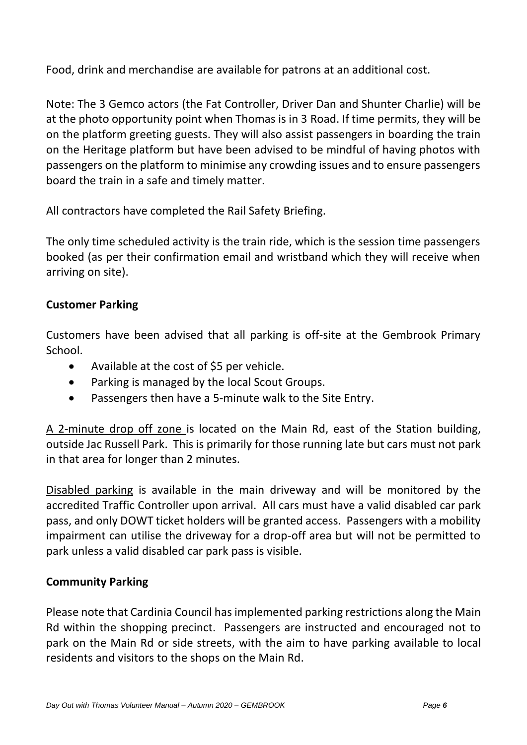Food, drink and merchandise are available for patrons at an additional cost.

Note: The 3 Gemco actors (the Fat Controller, Driver Dan and Shunter Charlie) will be at the photo opportunity point when Thomas is in 3 Road. If time permits, they will be on the platform greeting guests. They will also assist passengers in boarding the train on the Heritage platform but have been advised to be mindful of having photos with passengers on the platform to minimise any crowding issues and to ensure passengers board the train in a safe and timely matter.

All contractors have completed the Rail Safety Briefing.

The only time scheduled activity is the train ride, which is the session time passengers booked (as per their confirmation email and wristband which they will receive when arriving on site).

**Customer Parking**

Customers have been advised that all parking is off-site at the Gembrook Primary School.

- Available at the cost of $5 per vehicle.
- Parking is managed by the local Scout Groups.
- Passengers then have a 5-minute walk to the Site Entry.

A 2-minute drop off zone is located on the Main Rd, east of the Station building, outside Jac Russell Park. This is primarily for those running late but cars must not park in that area for longer than 2 minutes.

Disabled parking is available in the main driveway and will be monitored by the accredited Traffic Controller upon arrival. All cars must have a valid disabled car park pass, and only DOWT ticket holders will be granted access. Passengers with a mobility impairment can utilise the driveway for a drop-off area but will not be permitted to park unless a valid disabled car park pass is visible.

**Community Parking**

Please note that Cardinia Council has implemented parking restrictions along the Main Rd within the shopping precinct. Passengers are instructed and encouraged not to park on the Main Rd or side streets, with the aim to have parking available to local residents and visitors to the shops on the Main Rd.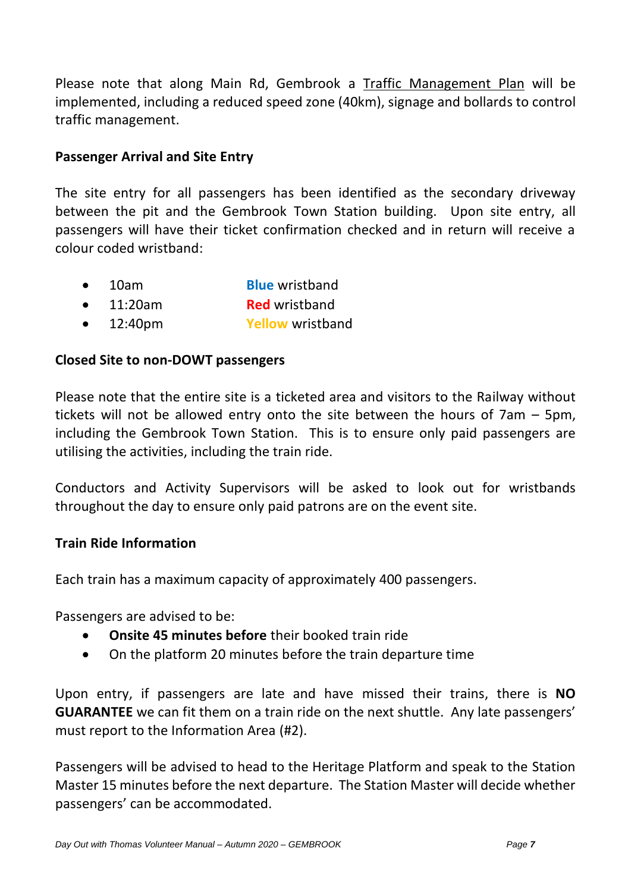Please note that along Main Rd, Gembrook a Traffic Management Plan will be implemented, including a reduced speed zone (40km), signage and bollards to control traffic management.

**Passenger Arrival and Site Entry**

The site entry for all passengers has been identified as the secondary driveway between the pit and the Gembrook Town Station building. Upon site entry, all passengers will have their ticket confirmation checked and in return will receive a colour coded wristband:

- 10am — **Blue** wristband
- 11:20am — **Red** wristband
- 12:40pm — **Yellow** wristband

**Closed Site to non-DOWT passengers**

Please note that the entire site is a ticketed area and visitors to the Railway without tickets will not be allowed entry onto the site between the hours of 7am – 5pm, including the Gembrook Town Station. This is to ensure only paid passengers are utilising the activities, including the train ride.

Conductors and Activity Supervisors will be asked to look out for wristbands throughout the day to ensure only paid patrons are on the event site.

**Train Ride Information**

Each train has a maximum capacity of approximately 400 passengers.

Passengers are advised to be:

- **Onsite 45 minutes before** their booked train ride
- On the platform 20 minutes before the train departure time

Upon entry, if passengers are late and have missed their trains, there is **NO GUARANTEE** we can fit them on a train ride on the next shuttle. Any late passengers' must report to the Information Area (#2).

Passengers will be advised to head to the Heritage Platform and speak to the Station Master 15 minutes before the next departure. The Station Master will decide whether passengers' can be accommodated.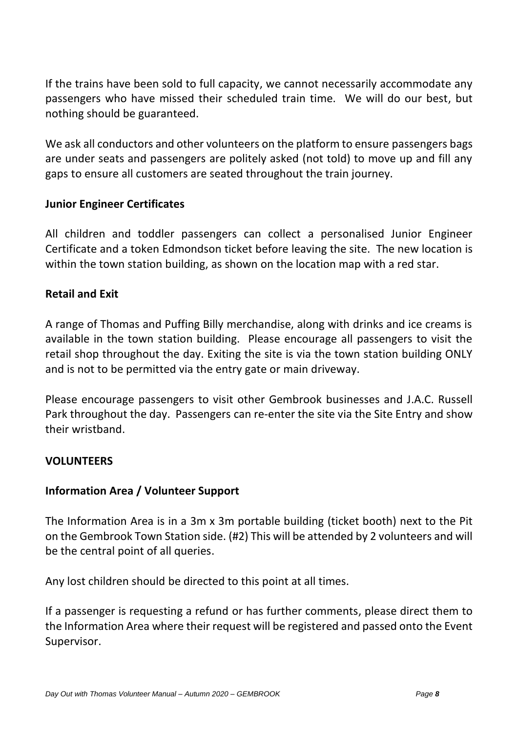If the trains have been sold to full capacity, we cannot necessarily accommodate any passengers who have missed their scheduled train time. We will do our best, but nothing should be guaranteed.

We ask all conductors and other volunteers on the platform to ensure passengers bags are under seats and passengers are politely asked (not told) to move up and fill any gaps to ensure all customers are seated throughout the train journey.

### Junior Engineer Certificates

All children and toddler passengers can collect a personalised Junior Engineer Certificate and a token Edmondson ticket before leaving the site. The new location is within the town station building, as shown on the location map with a red star.

### Retail and Exit

A range of Thomas and Puffing Billy merchandise, along with drinks and ice creams is available in the town station building. Please encourage all passengers to visit the retail shop throughout the day. Exiting the site is via the town station building ONLY and is not to be permitted via the entry gate or main driveway.

Please encourage passengers to visit other Gembrook businesses and J.A.C. Russell Park throughout the day. Passengers can re-enter the site via the Site Entry and show their wristband.

## VOLUNTEERS

### Information Area / Volunteer Support

The Information Area is in a 3m x 3m portable building (ticket booth) next to the Pit on the Gembrook Town Station side. (#2) This will be attended by 2 volunteers and will be the central point of all queries.

Any lost children should be directed to this point at all times.

If a passenger is requesting a refund or has further comments, please direct them to the Information Area where their request will be registered and passed onto the Event Supervisor.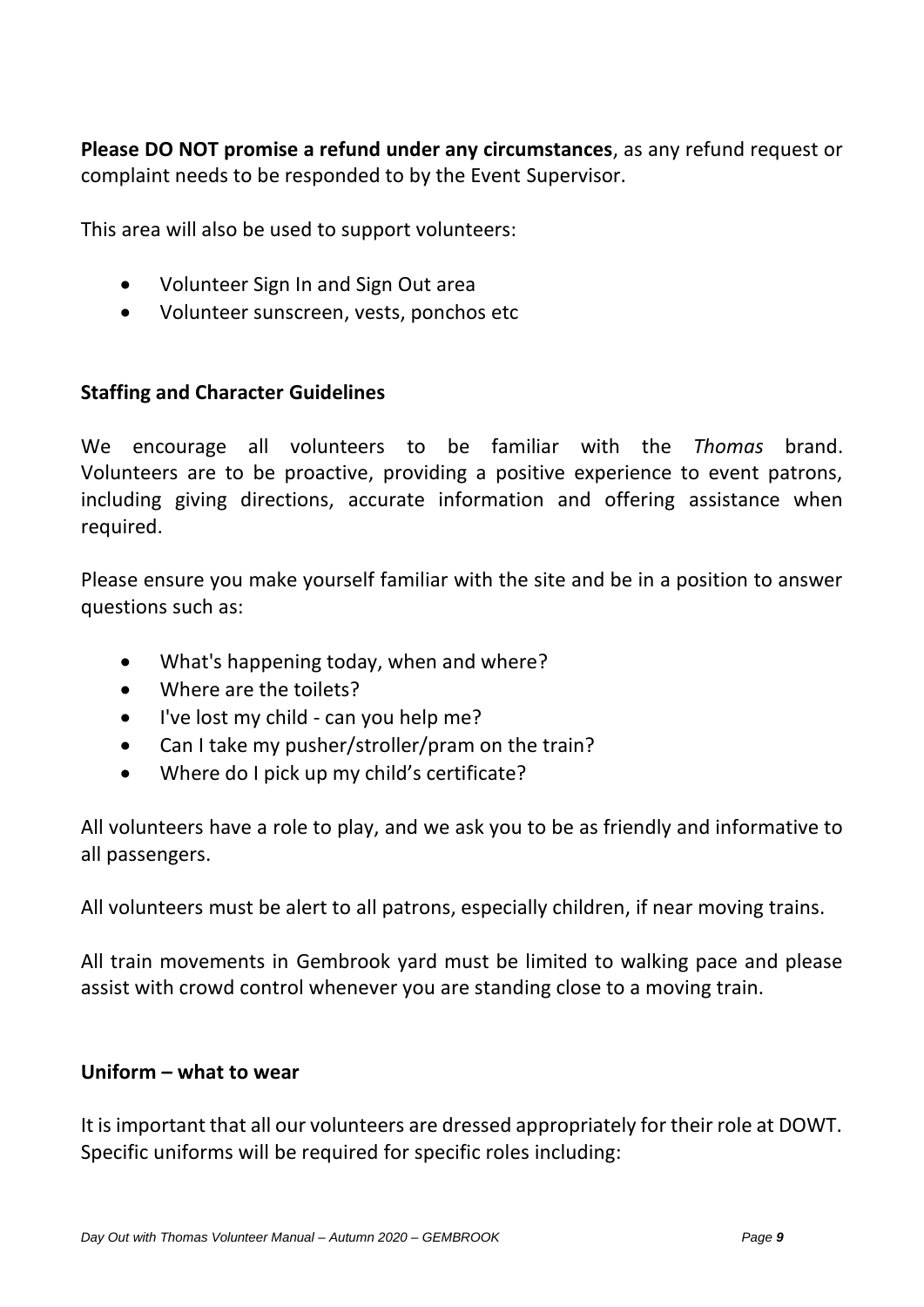**Please DO NOT promise a refund under any circumstances**, as any refund request or complaint needs to be responded to by the Event Supervisor.

This area will also be used to support volunteers:

- Volunteer Sign In and Sign Out area
- Volunteer sunscreen, vests, ponchos etc

**Staffing and Character Guidelines**

We encourage all volunteers to be familiar with the *Thomas* brand. Volunteers are to be proactive, providing a positive experience to event patrons, including giving directions, accurate information and offering assistance when required.

Please ensure you make yourself familiar with the site and be in a position to answer questions such as:

- What's happening today, when and where?
- Where are the toilets?
- I've lost my child - can you help me?
- Can I take my pusher/stroller/pram on the train?
- Where do I pick up my child's certificate?

All volunteers have a role to play, and we ask you to be as friendly and informative to all passengers.

All volunteers must be alert to all patrons, especially children, if near moving trains.

All train movements in Gembrook yard must be limited to walking pace and please assist with crowd control whenever you are standing close to a moving train.

**Uniform – what to wear**

It is important that all our volunteers are dressed appropriately for their role at DOWT. Specific uniforms will be required for specific roles including: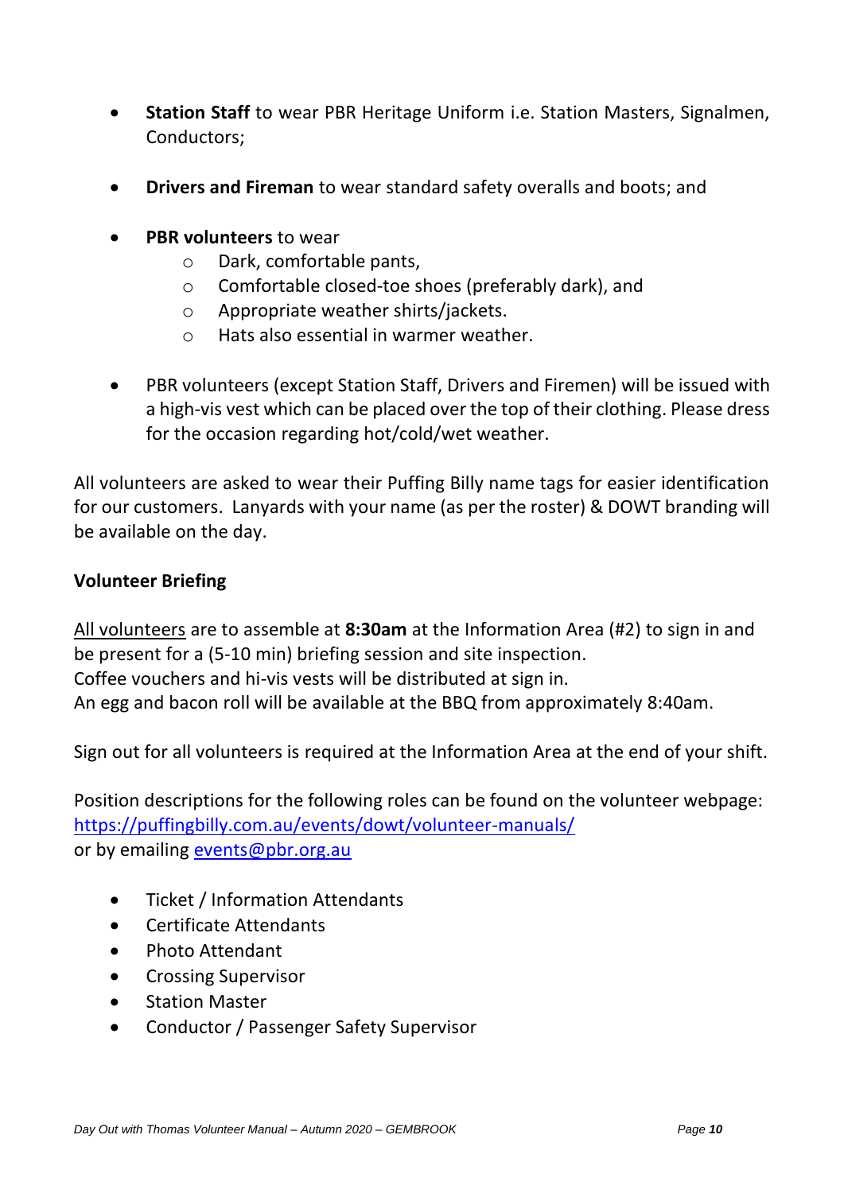- **Station Staff** to wear PBR Heritage Uniform i.e. Station Masters, Signalmen, Conductors;

- **Drivers and Fireman** to wear standard safety overalls and boots; and

- **PBR volunteers** to wear
  - Dark, comfortable pants,
  - Comfortable closed-toe shoes (preferably dark), and
  - Appropriate weather shirts/jackets.
  - Hats also essential in warmer weather.

- PBR volunteers (except Station Staff, Drivers and Firemen) will be issued with a high-vis vest which can be placed over the top of their clothing. Please dress for the occasion regarding hot/cold/wet weather.

All volunteers are asked to wear their Puffing Billy name tags for easier identification for our customers. Lanyards with your name (as per the roster) & DOWT branding will be available on the day.

**Volunteer Briefing**

<u>All volunteers</u> are to assemble at **8:30am** at the Information Area (#2) to sign in and be present for a (5-10 min) briefing session and site inspection.
Coffee vouchers and hi-vis vests will be distributed at sign in.
An egg and bacon roll will be available at the BBQ from approximately 8:40am.

Sign out for all volunteers is required at the Information Area at the end of your shift.

Position descriptions for the following roles can be found on the volunteer webpage: [https://puffingbilly.com.au/events/dowt/volunteer-manuals/](https://puffingbilly.com.au/events/dowt/volunteer-manuals/)
or by emailing [events@pbr.org.au](mailto:events@pbr.org.au)

- Ticket / Information Attendants
- Certificate Attendants
- Photo Attendant
- Crossing Supervisor
- Station Master
- Conductor / Passenger Safety Supervisor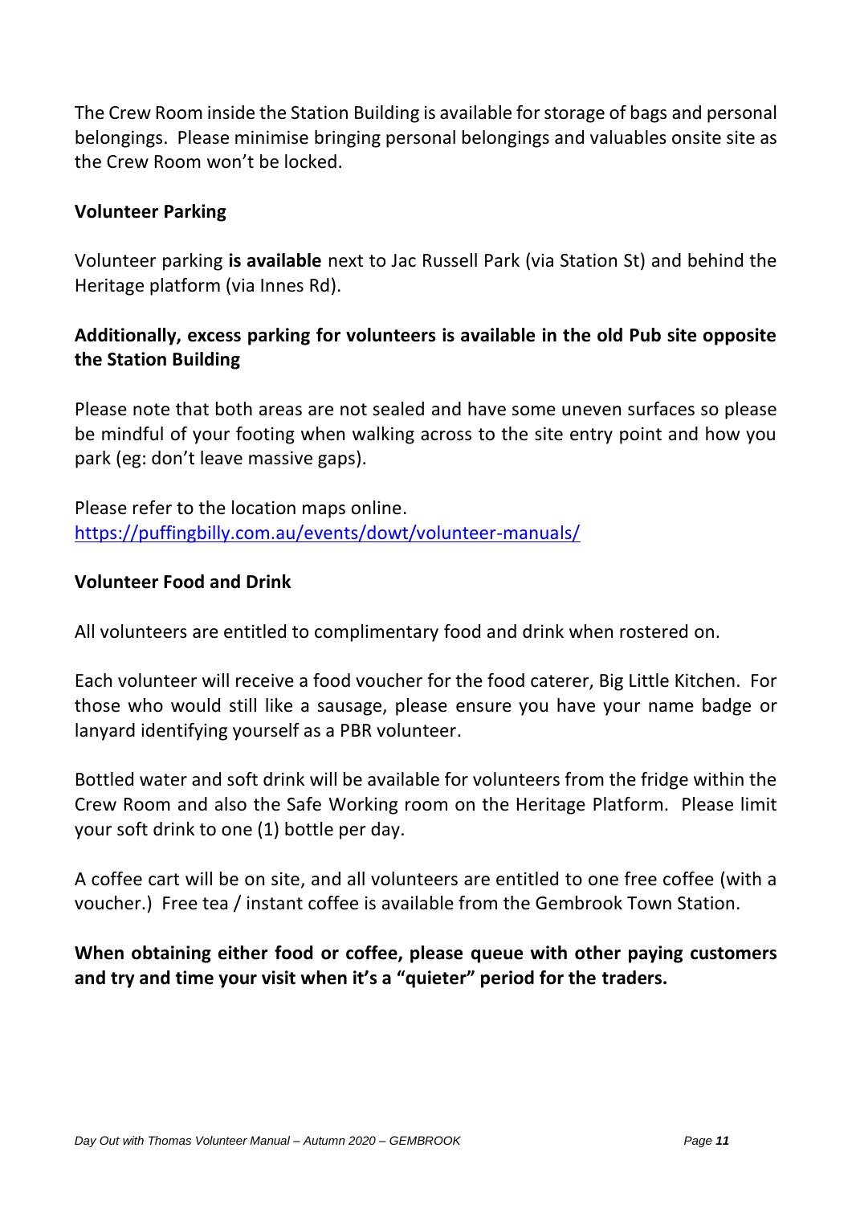The Crew Room inside the Station Building is available for storage of bags and personal belongings. Please minimise bringing personal belongings and valuables onsite site as the Crew Room won't be locked.

**Volunteer Parking**

Volunteer parking **is available** next to Jac Russell Park (via Station St) and behind the Heritage platform (via Innes Rd).

**Additionally, excess parking for volunteers is available in the old Pub site opposite the Station Building**

Please note that both areas are not sealed and have some uneven surfaces so please be mindful of your footing when walking across to the site entry point and how you park (eg: don't leave massive gaps).

Please refer to the location maps online.
[https://puffingbilly.com.au/events/dowt/volunteer-manuals/](https://puffingbilly.com.au/events/dowt/volunteer-manuals/)

**Volunteer Food and Drink**

All volunteers are entitled to complimentary food and drink when rostered on.

Each volunteer will receive a food voucher for the food caterer, Big Little Kitchen. For those who would still like a sausage, please ensure you have your name badge or lanyard identifying yourself as a PBR volunteer.

Bottled water and soft drink will be available for volunteers from the fridge within the Crew Room and also the Safe Working room on the Heritage Platform. Please limit your soft drink to one (1) bottle per day.

A coffee cart will be on site, and all volunteers are entitled to one free coffee (with a voucher.) Free tea / instant coffee is available from the Gembrook Town Station.

**When obtaining either food or coffee, please queue with other paying customers and try and time your visit when it's a "quieter" period for the traders.**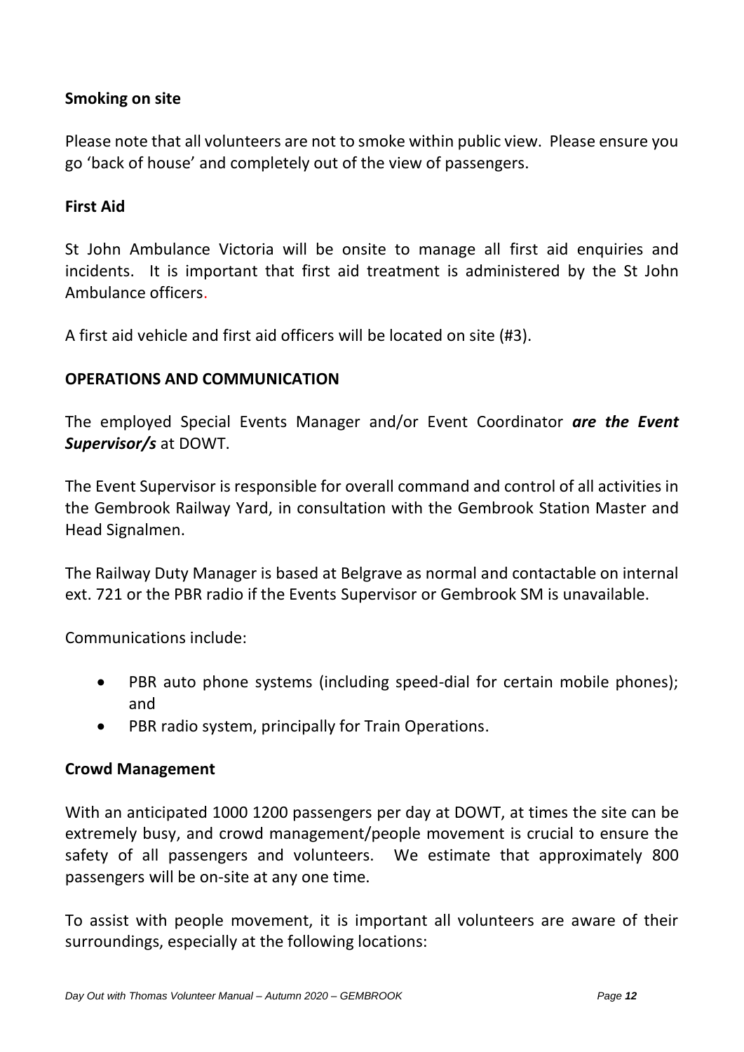**Smoking on site**

Please note that all volunteers are not to smoke within public view. Please ensure you go 'back of house' and completely out of the view of passengers.

**First Aid**

St John Ambulance Victoria will be onsite to manage all first aid enquiries and incidents. It is important that first aid treatment is administered by the St John Ambulance officers.

A first aid vehicle and first aid officers will be located on site (#3).

**OPERATIONS AND COMMUNICATION**

The employed Special Events Manager and/or Event Coordinator ***are the Event Supervisor/s*** at DOWT.

The Event Supervisor is responsible for overall command and control of all activities in the Gembrook Railway Yard, in consultation with the Gembrook Station Master and Head Signalmen.

The Railway Duty Manager is based at Belgrave as normal and contactable on internal ext. 721 or the PBR radio if the Events Supervisor or Gembrook SM is unavailable.

Communications include:

- PBR auto phone systems (including speed-dial for certain mobile phones); and
- PBR radio system, principally for Train Operations.

**Crowd Management**

With an anticipated 1000 1200 passengers per day at DOWT, at times the site can be extremely busy, and crowd management/people movement is crucial to ensure the safety of all passengers and volunteers. We estimate that approximately 800 passengers will be on-site at any one time.

To assist with people movement, it is important all volunteers are aware of their surroundings, especially at the following locations: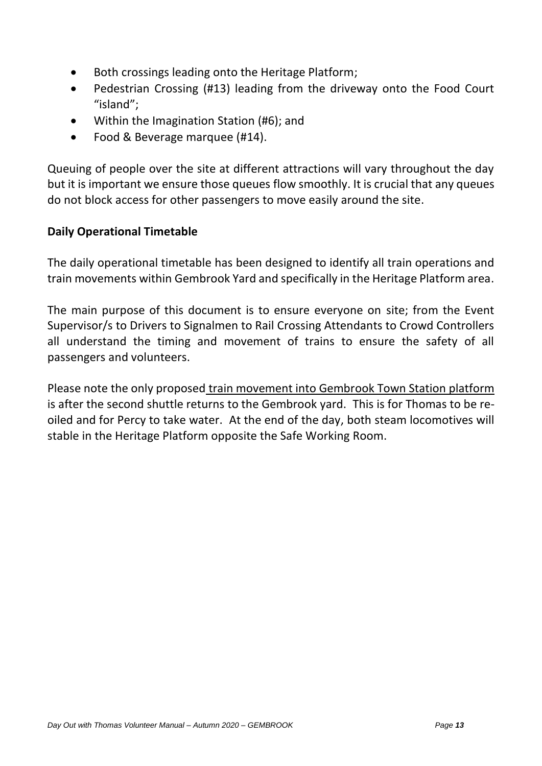- Both crossings leading onto the Heritage Platform;
- Pedestrian Crossing (#13) leading from the driveway onto the Food Court "island";
- Within the Imagination Station (#6); and
- Food & Beverage marquee (#14).

Queuing of people over the site at different attractions will vary throughout the day but it is important we ensure those queues flow smoothly. It is crucial that any queues do not block access for other passengers to move easily around the site.

**Daily Operational Timetable**

The daily operational timetable has been designed to identify all train operations and train movements within Gembrook Yard and specifically in the Heritage Platform area.

The main purpose of this document is to ensure everyone on site; from the Event Supervisor/s to Drivers to Signalmen to Rail Crossing Attendants to Crowd Controllers all understand the timing and movement of trains to ensure the safety of all passengers and volunteers.

Please note the only proposed <u>train movement into Gembrook Town Station platform</u> is after the second shuttle returns to the Gembrook yard. This is for Thomas to be re-oiled and for Percy to take water. At the end of the day, both steam locomotives will stable in the Heritage Platform opposite the Safe Working Room.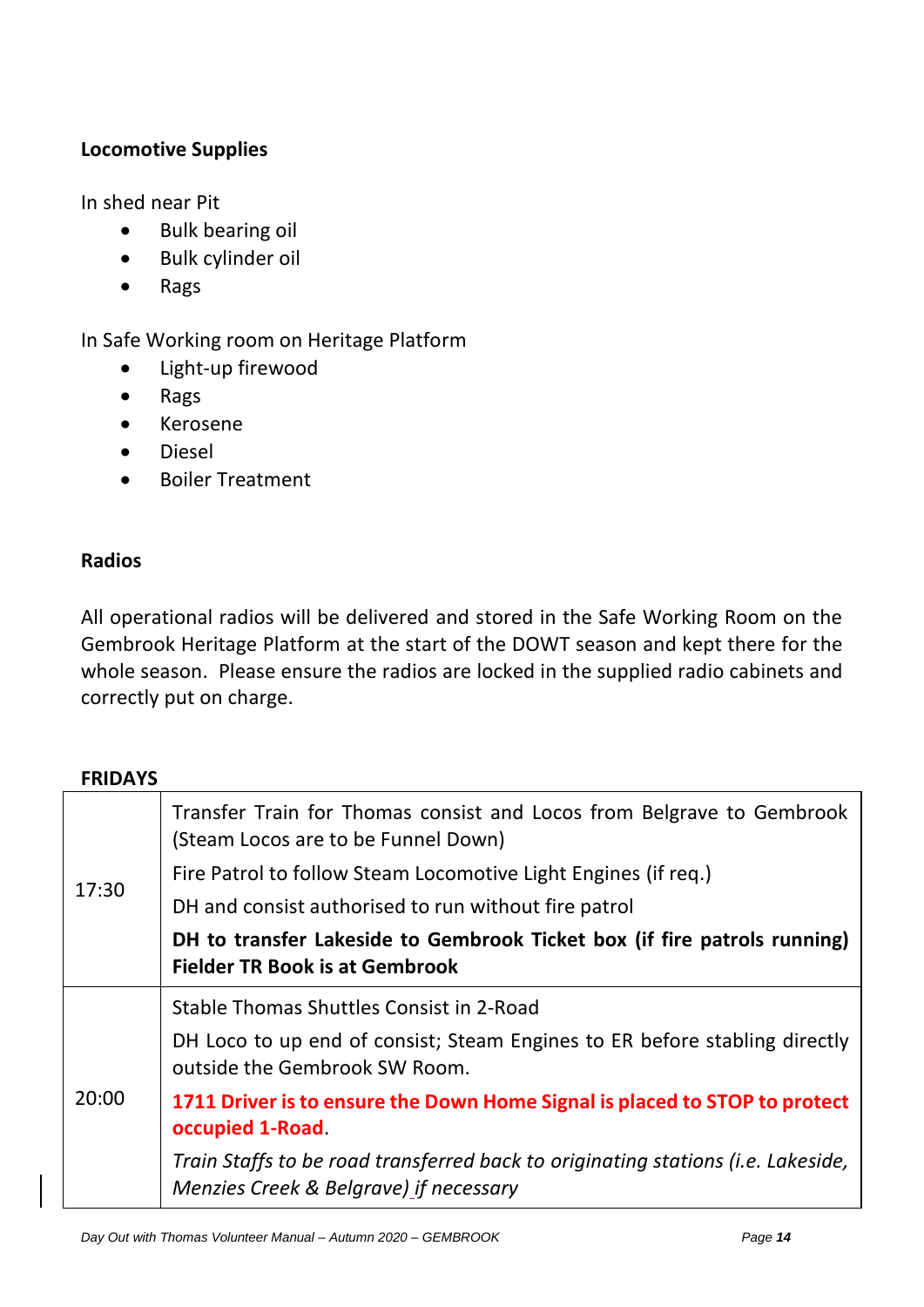**Locomotive Supplies**

In shed near Pit

- Bulk bearing oil
- Bulk cylinder oil
- Rags

In Safe Working room on Heritage Platform

- Light-up firewood
- Rags
- Kerosene
- Diesel
- Boiler Treatment

**Radios**

All operational radios will be delivered and stored in the Safe Working Room on the Gembrook Heritage Platform at the start of the DOWT season and kept there for the whole season. Please ensure the radios are locked in the supplied radio cabinets and correctly put on charge.

**FRIDAYS**

| | |
|---|---|
| 17:30 | Transfer Train for Thomas consist and Locos from Belgrave to Gembrook (Steam Locos are to be Funnel Down)<br>Fire Patrol to follow Steam Locomotive Light Engines (if req.)<br>DH and consist authorised to run without fire patrol<br>**DH to transfer Lakeside to Gembrook Ticket box (if fire patrols running) Fielder TR Book is at Gembrook** |
| 20:00 | Stable Thomas Shuttles Consist in 2-Road<br>DH Loco to up end of consist; Steam Engines to ER before stabling directly outside the Gembrook SW Room.<br>**1711 Driver is to ensure the Down Home Signal is placed to STOP to protect occupied 1-Road**.<br>*Train Staffs to be road transferred back to originating stations (i.e. Lakeside, Menzies Creek & Belgrave) if necessary* |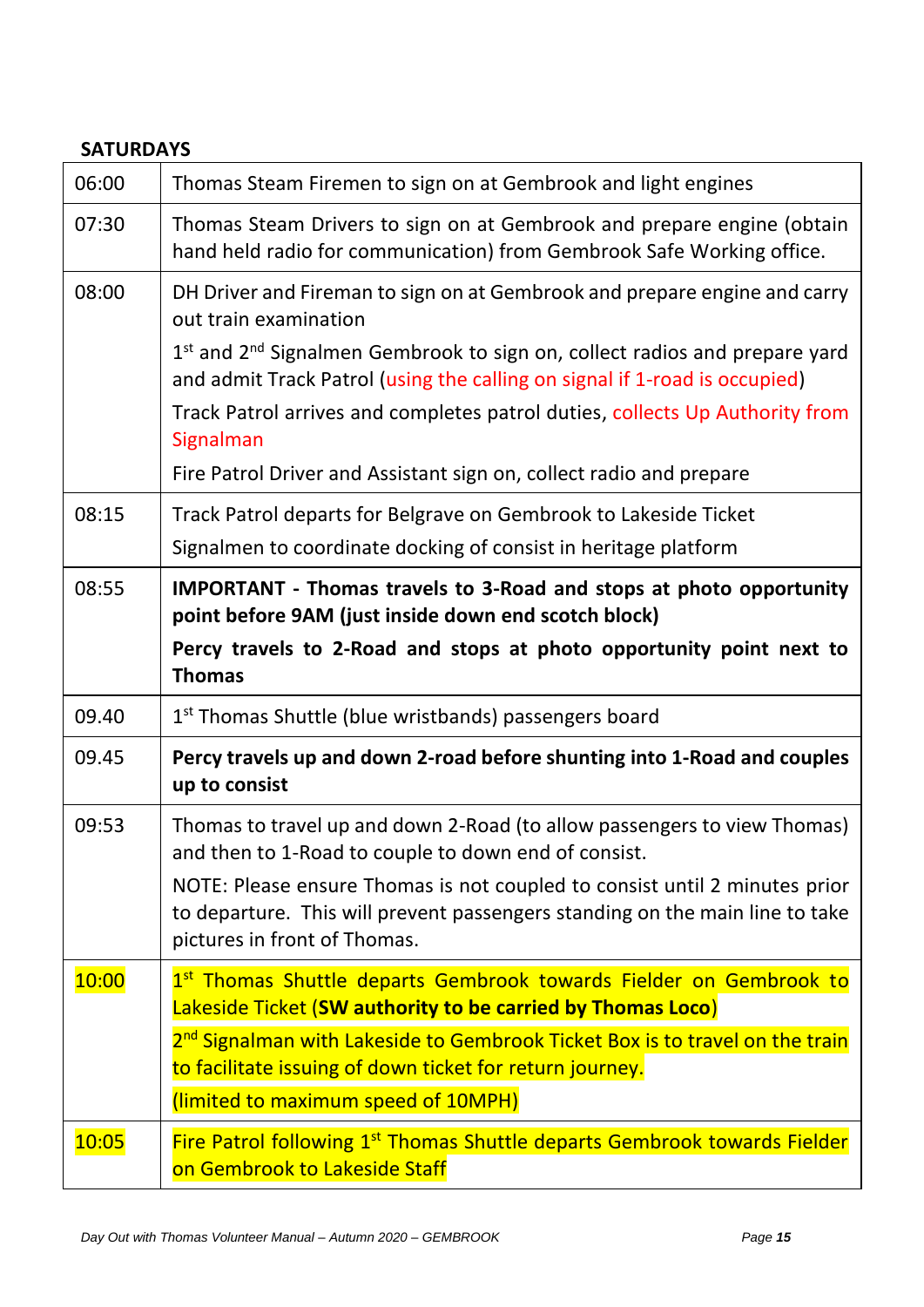**SATURDAYS**

| | |
|---|---|
| 06:00 | Thomas Steam Firemen to sign on at Gembrook and light engines |
| 07:30 | Thomas Steam Drivers to sign on at Gembrook and prepare engine (obtain hand held radio for communication) from Gembrook Safe Working office. |
| 08:00 | DH Driver and Fireman to sign on at Gembrook and prepare engine and carry out train examination<br><br>1st and 2nd Signalmen Gembrook to sign on, collect radios and prepare yard and admit Track Patrol (using the calling on signal if 1-road is occupied)<br><br>Track Patrol arrives and completes patrol duties, collects Up Authority from Signalman<br><br>Fire Patrol Driver and Assistant sign on, collect radio and prepare |
| 08:15 | Track Patrol departs for Belgrave on Gembrook to Lakeside Ticket<br><br>Signalmen to coordinate docking of consist in heritage platform |
| 08:55 | **IMPORTANT - Thomas travels to 3-Road and stops at photo opportunity point before 9AM (just inside down end scotch block)**<br><br>**Percy travels to 2-Road and stops at photo opportunity point next to Thomas** |
| 09.40 | 1st Thomas Shuttle (blue wristbands) passengers board |
| 09.45 | **Percy travels up and down 2-road before shunting into 1-Road and couples up to consist** |
| 09:53 | Thomas to travel up and down 2-Road (to allow passengers to view Thomas) and then to 1-Road to couple to down end of consist.<br><br>NOTE: Please ensure Thomas is not coupled to consist until 2 minutes prior to departure. This will prevent passengers standing on the main line to take pictures in front of Thomas. |
| 10:00 | 1st Thomas Shuttle departs Gembrook towards Fielder on Gembrook to Lakeside Ticket (**SW authority to be carried by Thomas Loco**)<br><br>2nd Signalman with Lakeside to Gembrook Ticket Box is to travel on the train to facilitate issuing of down ticket for return journey.<br><br>(limited to maximum speed of 10MPH) |
| 10:05 | Fire Patrol following 1st Thomas Shuttle departs Gembrook towards Fielder on Gembrook to Lakeside Staff |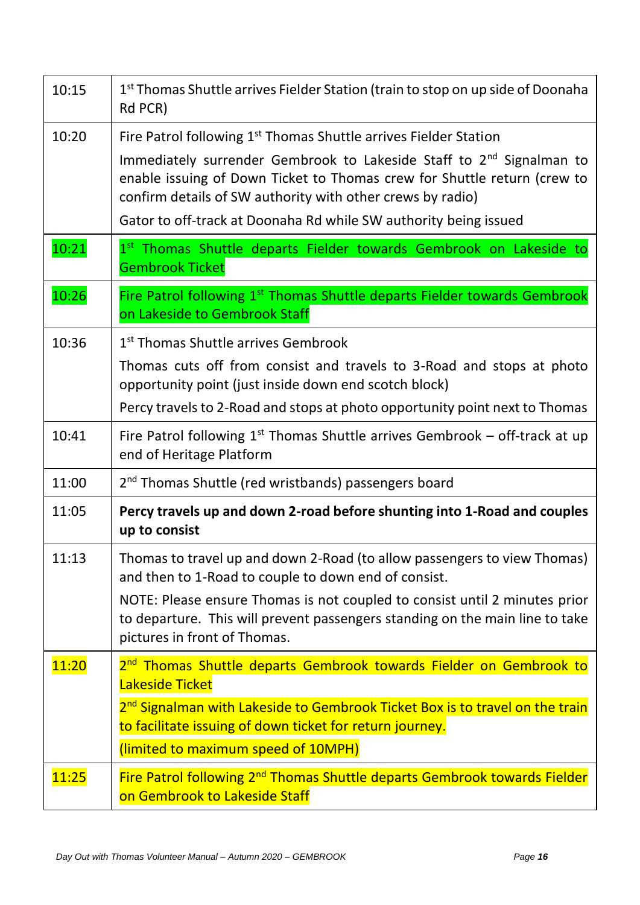| | |
|---|---|
| 10:15 | 1st Thomas Shuttle arrives Fielder Station (train to stop on up side of Doonaha Rd PCR) |
| 10:20 | Fire Patrol following 1st Thomas Shuttle arrives Fielder Station<br>Immediately surrender Gembrook to Lakeside Staff to 2nd Signalman to enable issuing of Down Ticket to Thomas crew for Shuttle return (crew to confirm details of SW authority with other crews by radio)<br>Gator to off-track at Doonaha Rd while SW authority being issued |
| 10:21 | 1st Thomas Shuttle departs Fielder towards Gembrook on Lakeside to Gembrook Ticket |
| 10:26 | Fire Patrol following 1st Thomas Shuttle departs Fielder towards Gembrook on Lakeside to Gembrook Staff |
| 10:36 | 1st Thomas Shuttle arrives Gembrook<br>Thomas cuts off from consist and travels to 3-Road and stops at photo opportunity point (just inside down end scotch block)<br>Percy travels to 2-Road and stops at photo opportunity point next to Thomas |
| 10:41 | Fire Patrol following 1st Thomas Shuttle arrives Gembrook – off-track at up end of Heritage Platform |
| 11:00 | 2nd Thomas Shuttle (red wristbands) passengers board |
| 11:05 | **Percy travels up and down 2-road before shunting into 1-Road and couples up to consist** |
| 11:13 | Thomas to travel up and down 2-Road (to allow passengers to view Thomas) and then to 1-Road to couple to down end of consist.<br>NOTE: Please ensure Thomas is not coupled to consist until 2 minutes prior to departure. This will prevent passengers standing on the main line to take pictures in front of Thomas. |
| 11:20 | 2nd Thomas Shuttle departs Gembrook towards Fielder on Gembrook to Lakeside Ticket<br>2nd Signalman with Lakeside to Gembrook Ticket Box is to travel on the train to facilitate issuing of down ticket for return journey.<br>(limited to maximum speed of 10MPH) |
| 11:25 | Fire Patrol following 2nd Thomas Shuttle departs Gembrook towards Fielder on Gembrook to Lakeside Staff |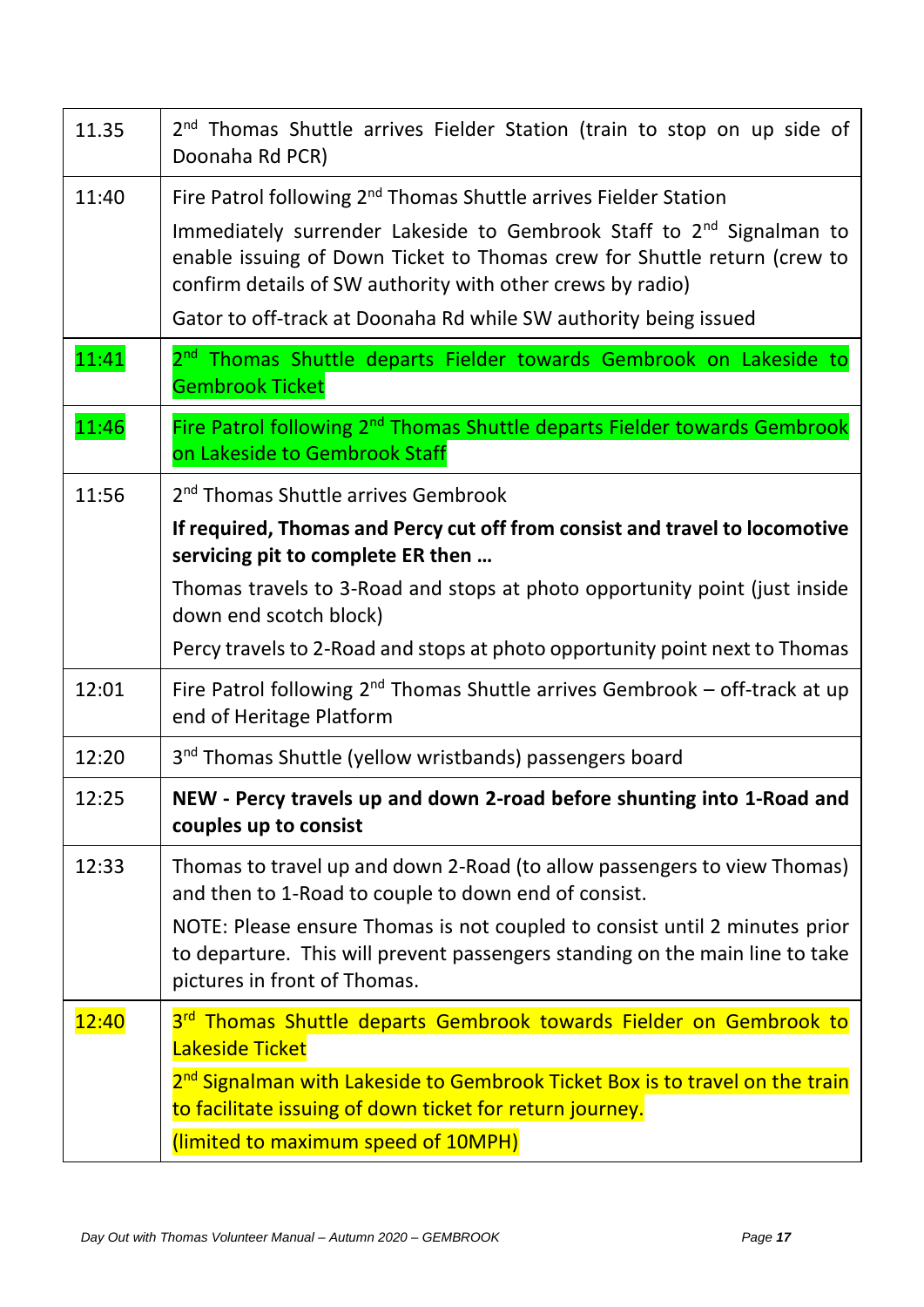| | |
|---|---|
| 11.35 | 2nd Thomas Shuttle arrives Fielder Station (train to stop on up side of Doonaha Rd PCR) |
| 11:40 | Fire Patrol following 2nd Thomas Shuttle arrives Fielder Station<br>Immediately surrender Lakeside to Gembrook Staff to 2nd Signalman to enable issuing of Down Ticket to Thomas crew for Shuttle return (crew to confirm details of SW authority with other crews by radio)<br>Gator to off-track at Doonaha Rd while SW authority being issued |
| 11:41 | 2nd Thomas Shuttle departs Fielder towards Gembrook on Lakeside to Gembrook Ticket |
| 11:46 | Fire Patrol following 2nd Thomas Shuttle departs Fielder towards Gembrook on Lakeside to Gembrook Staff |
| 11:56 | 2nd Thomas Shuttle arrives Gembrook<br>**If required, Thomas and Percy cut off from consist and travel to locomotive servicing pit to complete ER then …**<br>Thomas travels to 3-Road and stops at photo opportunity point (just inside down end scotch block)<br>Percy travels to 2-Road and stops at photo opportunity point next to Thomas |
| 12:01 | Fire Patrol following 2nd Thomas Shuttle arrives Gembrook – off-track at up end of Heritage Platform |
| 12:20 | 3rd Thomas Shuttle (yellow wristbands) passengers board |
| 12:25 | **NEW - Percy travels up and down 2-road before shunting into 1-Road and couples up to consist** |
| 12:33 | Thomas to travel up and down 2-Road (to allow passengers to view Thomas) and then to 1-Road to couple to down end of consist.<br>NOTE: Please ensure Thomas is not coupled to consist until 2 minutes prior to departure. This will prevent passengers standing on the main line to take pictures in front of Thomas. |
| 12:40 | 3rd Thomas Shuttle departs Gembrook towards Fielder on Gembrook to Lakeside Ticket<br>2nd Signalman with Lakeside to Gembrook Ticket Box is to travel on the train to facilitate issuing of down ticket for return journey.<br>(limited to maximum speed of 10MPH) |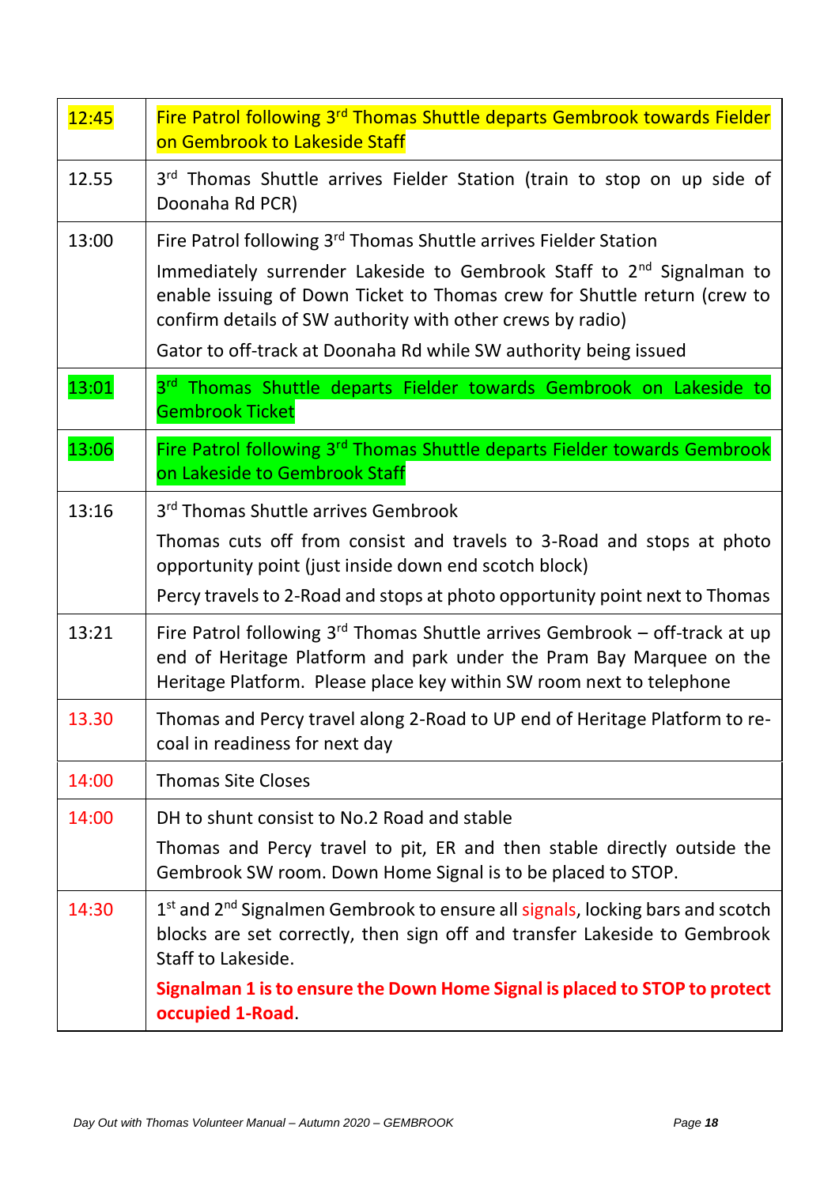| Time | Event |
|---|---|
| 12:45 | Fire Patrol following 3rd Thomas Shuttle departs Gembrook towards Fielder on Gembrook to Lakeside Staff |
| 12.55 | 3rd Thomas Shuttle arrives Fielder Station (train to stop on up side of Doonaha Rd PCR) |
| 13:00 | Fire Patrol following 3rd Thomas Shuttle arrives Fielder Station<br><br>Immediately surrender Lakeside to Gembrook Staff to 2nd Signalman to enable issuing of Down Ticket to Thomas crew for Shuttle return (crew to confirm details of SW authority with other crews by radio)<br><br>Gator to off-track at Doonaha Rd while SW authority being issued |
| 13:01 | 3rd Thomas Shuttle departs Fielder towards Gembrook on Lakeside to Gembrook Ticket |
| 13:06 | Fire Patrol following 3rd Thomas Shuttle departs Fielder towards Gembrook on Lakeside to Gembrook Staff |
| 13:16 | 3rd Thomas Shuttle arrives Gembrook<br><br>Thomas cuts off from consist and travels to 3-Road and stops at photo opportunity point (just inside down end scotch block)<br><br>Percy travels to 2-Road and stops at photo opportunity point next to Thomas |
| 13:21 | Fire Patrol following 3rd Thomas Shuttle arrives Gembrook – off-track at up end of Heritage Platform and park under the Pram Bay Marquee on the Heritage Platform. Please place key within SW room next to telephone |
| 13.30 | Thomas and Percy travel along 2-Road to UP end of Heritage Platform to re-coal in readiness for next day |
| 14:00 | Thomas Site Closes |
| 14:00 | DH to shunt consist to No.2 Road and stable<br><br>Thomas and Percy travel to pit, ER and then stable directly outside the Gembrook SW room. Down Home Signal is to be placed to STOP. |
| 14:30 | 1st and 2nd Signalmen Gembrook to ensure all signals, locking bars and scotch blocks are set correctly, then sign off and transfer Lakeside to Gembrook Staff to Lakeside.<br><br>**Signalman 1 is to ensure the Down Home Signal is placed to STOP to protect occupied 1-Road**. |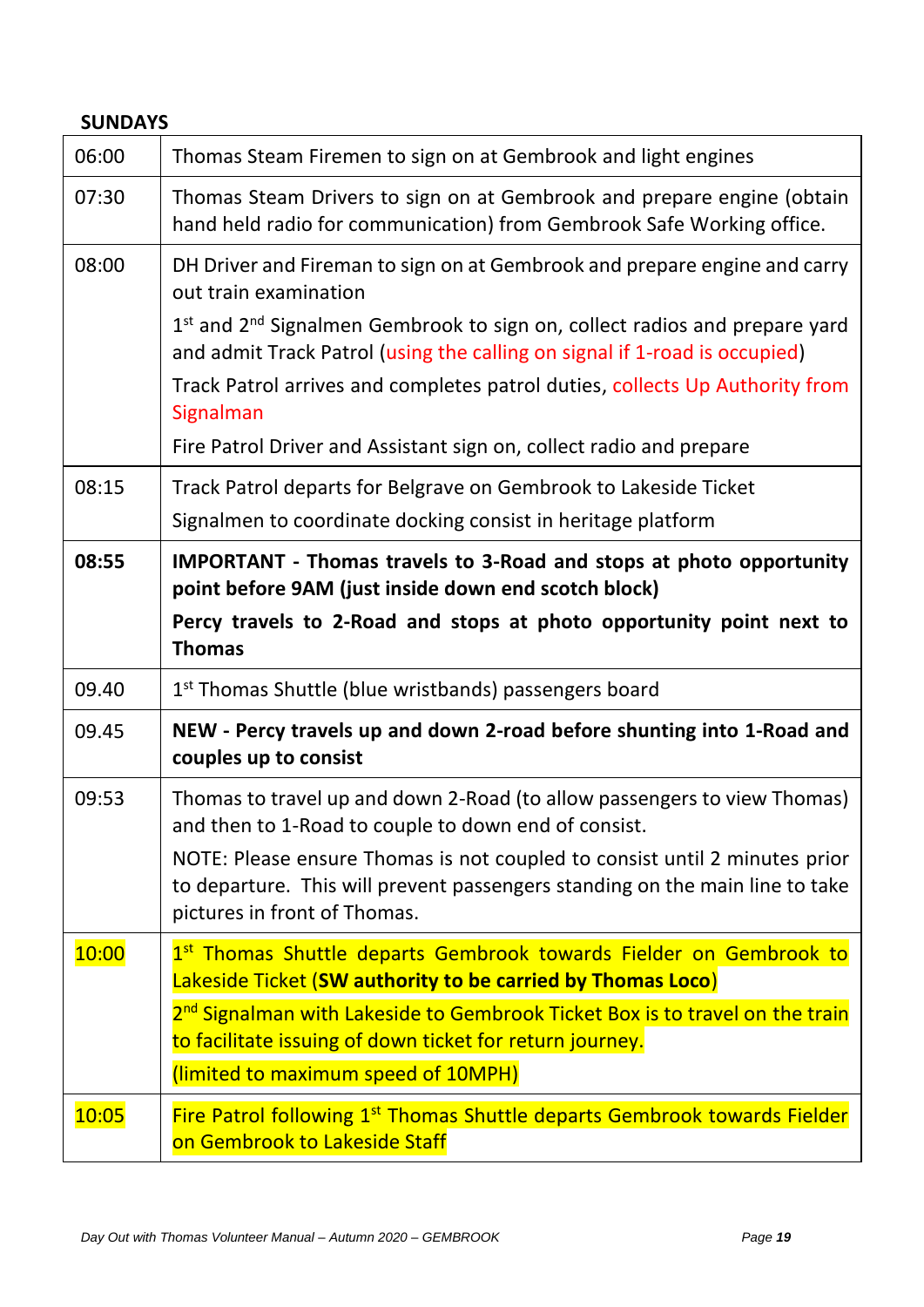**SUNDAYS**

| | |
|---|---|
| 06:00 | Thomas Steam Firemen to sign on at Gembrook and light engines |
| 07:30 | Thomas Steam Drivers to sign on at Gembrook and prepare engine (obtain hand held radio for communication) from Gembrook Safe Working office. |
| 08:00 | DH Driver and Fireman to sign on at Gembrook and prepare engine and carry out train examination<br><br>1st and 2nd Signalmen Gembrook to sign on, collect radios and prepare yard and admit Track Patrol (using the calling on signal if 1-road is occupied)<br><br>Track Patrol arrives and completes patrol duties, collects Up Authority from Signalman<br><br>Fire Patrol Driver and Assistant sign on, collect radio and prepare |
| 08:15 | Track Patrol departs for Belgrave on Gembrook to Lakeside Ticket<br><br>Signalmen to coordinate docking consist in heritage platform |
| **08:55** | **IMPORTANT - Thomas travels to 3-Road and stops at photo opportunity point before 9AM (just inside down end scotch block)**<br><br>**Percy travels to 2-Road and stops at photo opportunity point next to Thomas** |
| 09.40 | 1st Thomas Shuttle (blue wristbands) passengers board |
| 09.45 | **NEW - Percy travels up and down 2-road before shunting into 1-Road and couples up to consist** |
| 09:53 | Thomas to travel up and down 2-Road (to allow passengers to view Thomas) and then to 1-Road to couple to down end of consist.<br><br>NOTE: Please ensure Thomas is not coupled to consist until 2 minutes prior to departure. This will prevent passengers standing on the main line to take pictures in front of Thomas. |
| 10:00 | 1st Thomas Shuttle departs Gembrook towards Fielder on Gembrook to Lakeside Ticket (**SW authority to be carried by Thomas Loco**)<br><br>2nd Signalman with Lakeside to Gembrook Ticket Box is to travel on the train to facilitate issuing of down ticket for return journey.<br><br>(limited to maximum speed of 10MPH) |
| 10:05 | Fire Patrol following 1st Thomas Shuttle departs Gembrook towards Fielder on Gembrook to Lakeside Staff |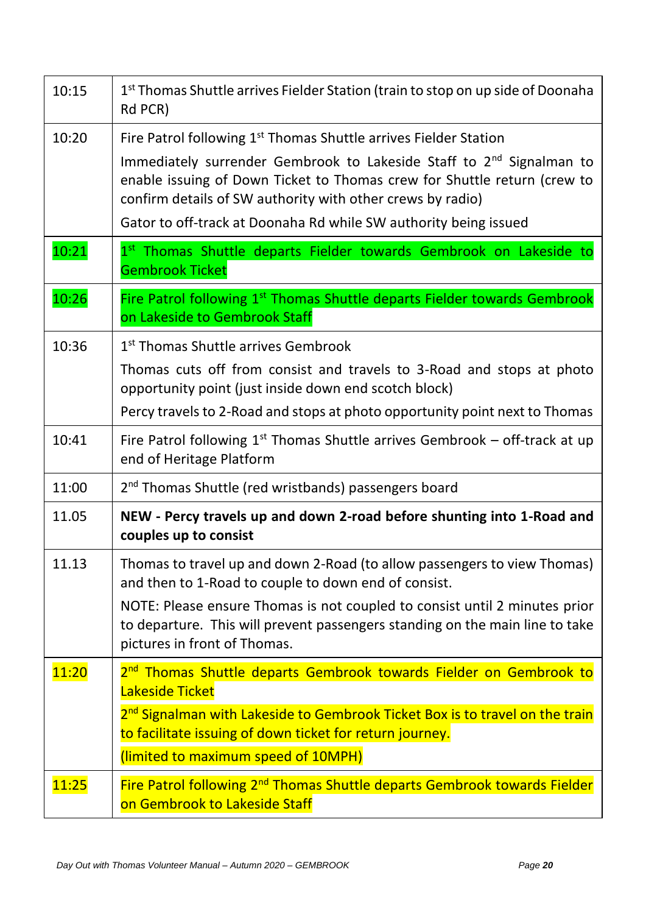| | |
|---|---|
| 10:15 | 1st Thomas Shuttle arrives Fielder Station (train to stop on up side of Doonaha Rd PCR) |
| 10:20 | Fire Patrol following 1st Thomas Shuttle arrives Fielder Station<br><br>Immediately surrender Gembrook to Lakeside Staff to 2nd Signalman to enable issuing of Down Ticket to Thomas crew for Shuttle return (crew to confirm details of SW authority with other crews by radio)<br><br>Gator to off-track at Doonaha Rd while SW authority being issued |
| 10:21 | 1st Thomas Shuttle departs Fielder towards Gembrook on Lakeside to Gembrook Ticket |
| 10:26 | Fire Patrol following 1st Thomas Shuttle departs Fielder towards Gembrook on Lakeside to Gembrook Staff |
| 10:36 | 1st Thomas Shuttle arrives Gembrook<br><br>Thomas cuts off from consist and travels to 3-Road and stops at photo opportunity point (just inside down end scotch block)<br><br>Percy travels to 2-Road and stops at photo opportunity point next to Thomas |
| 10:41 | Fire Patrol following 1st Thomas Shuttle arrives Gembrook – off-track at up end of Heritage Platform |
| 11:00 | 2nd Thomas Shuttle (red wristbands) passengers board |
| 11.05 | **NEW - Percy travels up and down 2-road before shunting into 1-Road and couples up to consist** |
| 11.13 | Thomas to travel up and down 2-Road (to allow passengers to view Thomas) and then to 1-Road to couple to down end of consist.<br><br>NOTE: Please ensure Thomas is not coupled to consist until 2 minutes prior to departure. This will prevent passengers standing on the main line to take pictures in front of Thomas. |
| 11:20 | 2nd Thomas Shuttle departs Gembrook towards Fielder on Gembrook to Lakeside Ticket<br><br>2nd Signalman with Lakeside to Gembrook Ticket Box is to travel on the train to facilitate issuing of down ticket for return journey.<br><br>(limited to maximum speed of 10MPH) |
| 11:25 | Fire Patrol following 2nd Thomas Shuttle departs Gembrook towards Fielder on Gembrook to Lakeside Staff |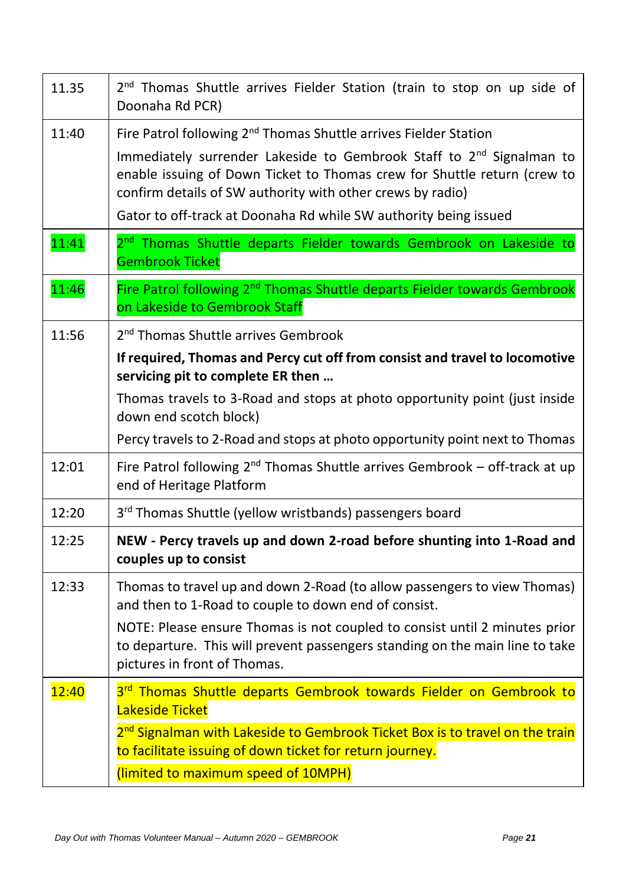| | |
|---|---|
| 11.35 | 2nd Thomas Shuttle arrives Fielder Station (train to stop on up side of Doonaha Rd PCR) |
| 11:40 | Fire Patrol following 2nd Thomas Shuttle arrives Fielder Station<br>Immediately surrender Lakeside to Gembrook Staff to 2nd Signalman to enable issuing of Down Ticket to Thomas crew for Shuttle return (crew to confirm details of SW authority with other crews by radio)<br>Gator to off-track at Doonaha Rd while SW authority being issued |
| 11:41 | 2nd Thomas Shuttle departs Fielder towards Gembrook on Lakeside to Gembrook Ticket |
| 11:46 | Fire Patrol following 2nd Thomas Shuttle departs Fielder towards Gembrook on Lakeside to Gembrook Staff |
| 11:56 | 2nd Thomas Shuttle arrives Gembrook<br>**If required, Thomas and Percy cut off from consist and travel to locomotive servicing pit to complete ER then …**<br>Thomas travels to 3-Road and stops at photo opportunity point (just inside down end scotch block)<br>Percy travels to 2-Road and stops at photo opportunity point next to Thomas |
| 12:01 | Fire Patrol following 2nd Thomas Shuttle arrives Gembrook – off-track at up end of Heritage Platform |
| 12:20 | 3rd Thomas Shuttle (yellow wristbands) passengers board |
| 12:25 | **NEW - Percy travels up and down 2-road before shunting into 1-Road and couples up to consist** |
| 12:33 | Thomas to travel up and down 2-Road (to allow passengers to view Thomas) and then to 1-Road to couple to down end of consist.<br>NOTE: Please ensure Thomas is not coupled to consist until 2 minutes prior to departure. This will prevent passengers standing on the main line to take pictures in front of Thomas. |
| 12:40 | 3rd Thomas Shuttle departs Gembrook towards Fielder on Gembrook to Lakeside Ticket<br>2nd Signalman with Lakeside to Gembrook Ticket Box is to travel on the train to facilitate issuing of down ticket for return journey.<br>(limited to maximum speed of 10MPH) |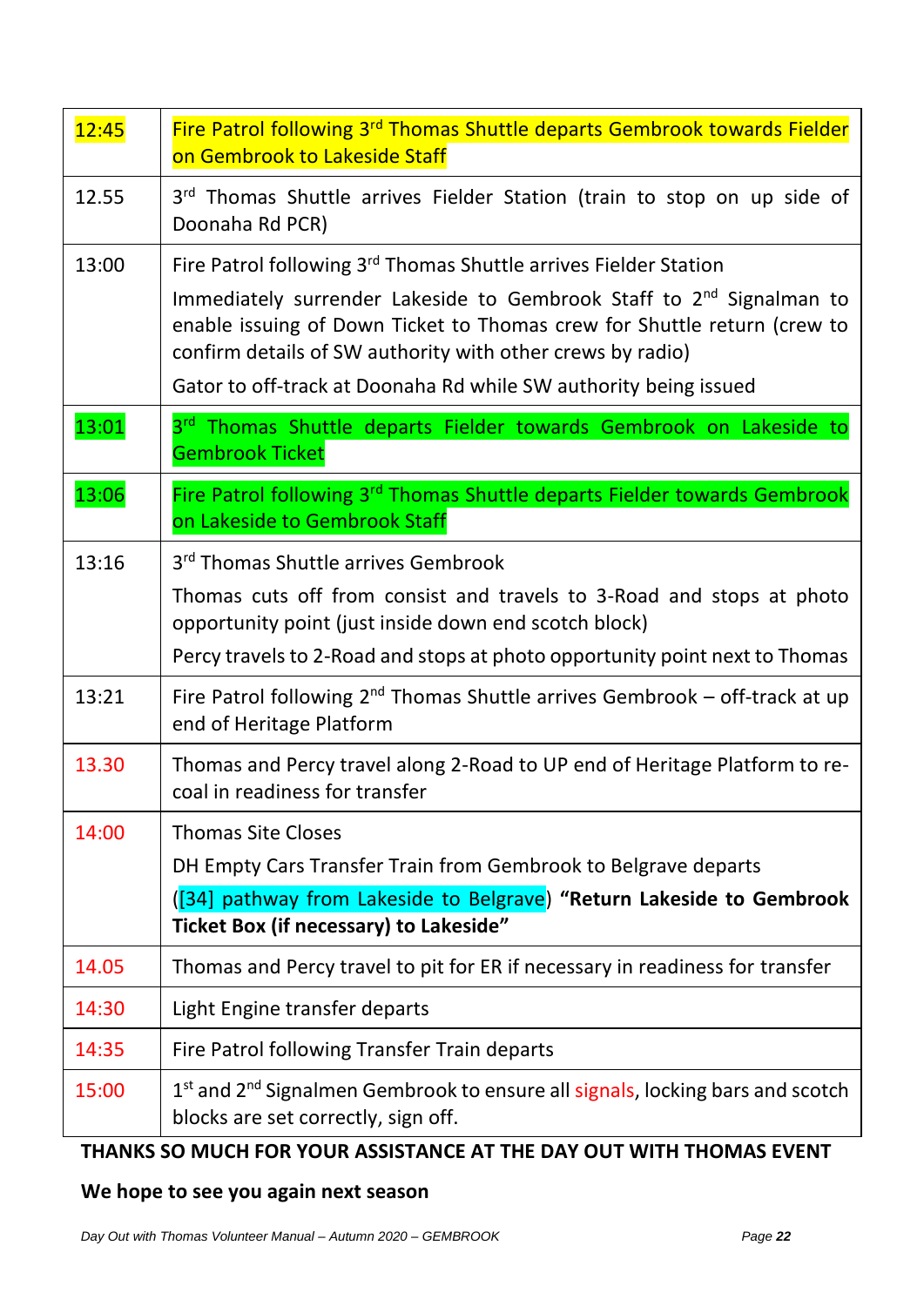| | |
|---|---|
| 12:45 | Fire Patrol following 3rd Thomas Shuttle departs Gembrook towards Fielder on Gembrook to Lakeside Staff |
| 12.55 | 3rd Thomas Shuttle arrives Fielder Station (train to stop on up side of Doonaha Rd PCR) |
| 13:00 | Fire Patrol following 3rd Thomas Shuttle arrives Fielder Station<br><br>Immediately surrender Lakeside to Gembrook Staff to 2nd Signalman to enable issuing of Down Ticket to Thomas crew for Shuttle return (crew to confirm details of SW authority with other crews by radio)<br><br>Gator to off-track at Doonaha Rd while SW authority being issued |
| 13:01 | 3rd Thomas Shuttle departs Fielder towards Gembrook on Lakeside to Gembrook Ticket |
| 13:06 | Fire Patrol following 3rd Thomas Shuttle departs Fielder towards Gembrook on Lakeside to Gembrook Staff |
| 13:16 | 3rd Thomas Shuttle arrives Gembrook<br><br>Thomas cuts off from consist and travels to 3-Road and stops at photo opportunity point (just inside down end scotch block)<br><br>Percy travels to 2-Road and stops at photo opportunity point next to Thomas |
| 13:21 | Fire Patrol following 2nd Thomas Shuttle arrives Gembrook – off-track at up end of Heritage Platform |
| 13.30 | Thomas and Percy travel along 2-Road to UP end of Heritage Platform to re-coal in readiness for transfer |
| 14:00 | Thomas Site Closes<br><br>DH Empty Cars Transfer Train from Gembrook to Belgrave departs<br><br>([34] pathway from Lakeside to Belgrave) **"Return Lakeside to Gembrook Ticket Box (if necessary) to Lakeside"** |
| 14.05 | Thomas and Percy travel to pit for ER if necessary in readiness for transfer |
| 14:30 | Light Engine transfer departs |
| 14:35 | Fire Patrol following Transfer Train departs |
| 15:00 | 1st and 2nd Signalmen Gembrook to ensure all signals, locking bars and scotch blocks are set correctly, sign off. |

**THANKS SO MUCH FOR YOUR ASSISTANCE AT THE DAY OUT WITH THOMAS EVENT**

**We hope to see you again next season**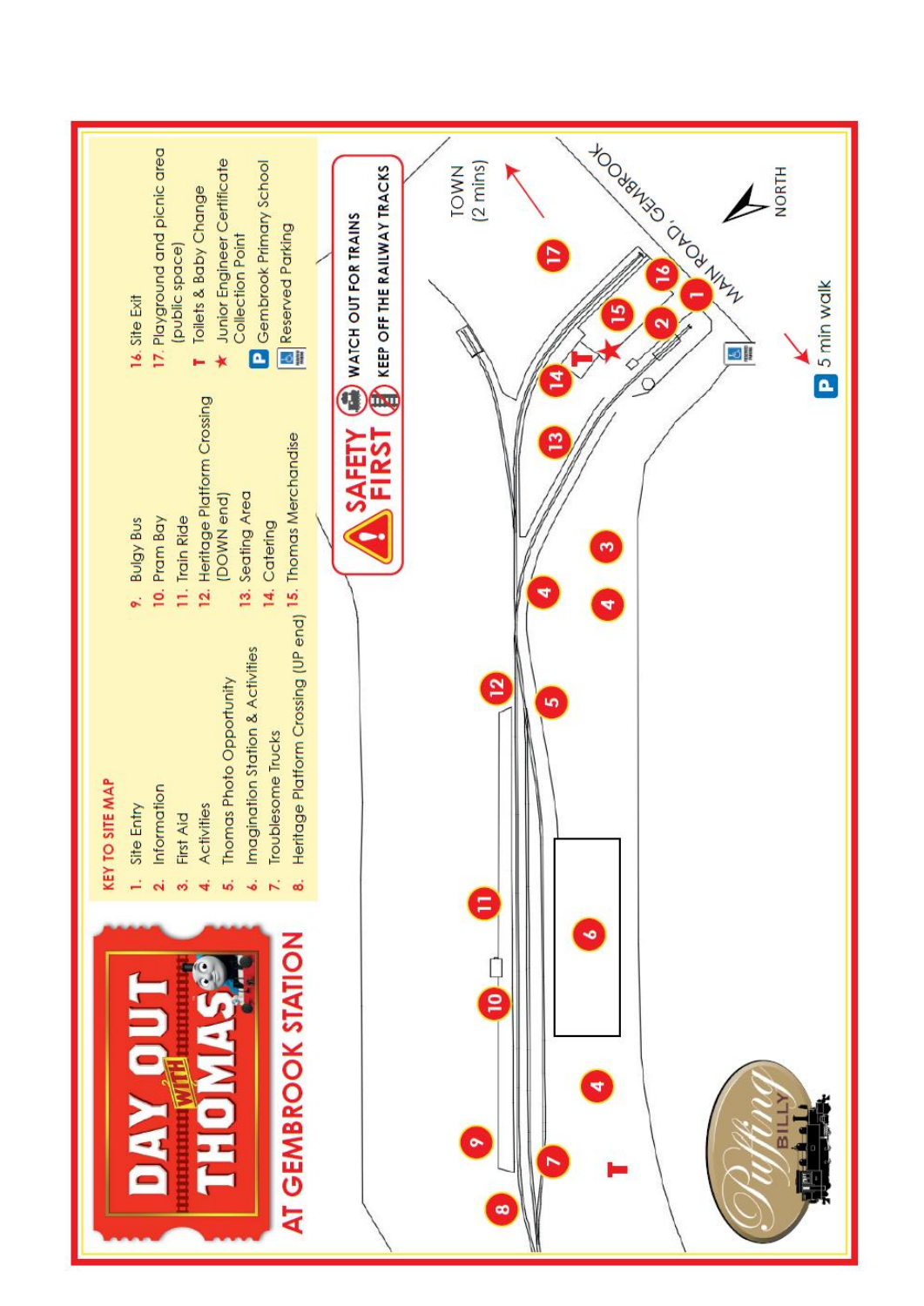# DAY OUT WITH THOMAS

## AT GEMBROOK STATION

### KEY TO SITE MAP

1. Site Entry
2. Information
3. First Aid
4. Activities
5. Thomas Photo Opportunity
6. Imagination Station & Activities
7. Troublesome Trucks
8. Heritage Platform Crossing (UP end)
9. Bulgy Bus
10. Pram Bay
11. Train Ride
12. Heritage Platform Crossing (DOWN end)
13. Seating Area
14. Catering
15. Thomas Merchandise
16. Site Exit
17. Playground and picnic area (public space)

T Toilets & Baby Change

★ Junior Engineer Certificate Collection Point

P Gembrook Primary School

Reserved Parking

**SAFETY FIRST**

WATCH OUT FOR TRAINS

KEEP OFF THE RAILWAY TRACKS

TOWN (2 mins)

MAIN ROAD, GEMBROOK

NORTH

P 5 min walk

Puffing Billy